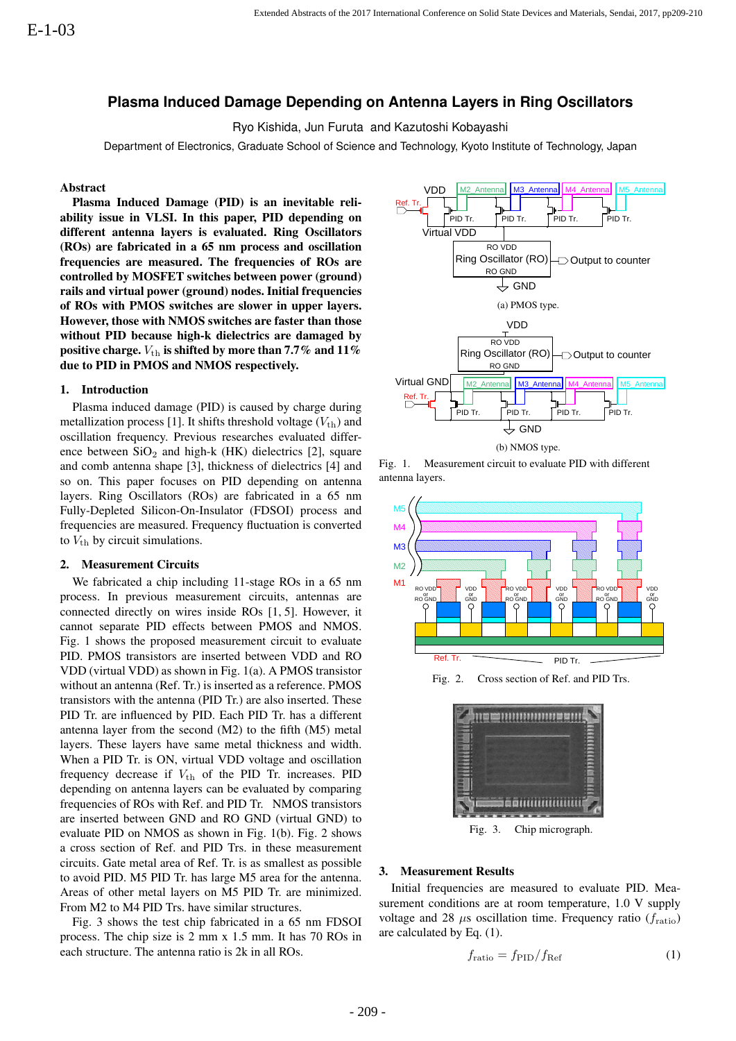E-1-03

# Plasma Induced Damage Depending on Antenna Layers in Ring Oscillators

Ryo Kishida, Jun Furuta and Kazutoshi Kobayashi

Department of Electronics, Graduate School of Science and Technology, Kyoto Institute of Technology, Japan

## Abstract

**Plasma Induced Damage (PID) is an inevitable reliability issue in VLSI. In this paper, PID depending on different antenna layers is evaluated. Ring Oscillators (ROs) are fabricated in a 65 nm process and oscillation frequencies are measured. The frequencies of ROs are controlled by MOSFET switches between power (ground) rails and virtual power (ground) nodes. Initial frequencies of ROs with PMOS switches are slower in upper layers. However, those with NMOS switches are faster than those without PID because high-k dielectrics are damaged by positive charge. $V_{\rm th}$ is shifted by more than 7.7% and 11% due to PID in PMOS and NMOS respectively.**

## 1. Introduction

Plasma induced damage (PID) is caused by charge during metallization process [1]. It shifts threshold voltage ($V_{\rm th}$) and oscillation frequency. Previous researches evaluated difference between $SiO_2$ and high-k (HK) dielectrics [2], square and comb antenna shape [3], thickness of dielectrics [4] and so on. This paper focuses on PID depending on antenna layers. Ring Oscillators (ROs) are fabricated in a 65 nm Fully-Depleted Silicon-On-Insulator (FDSOI) process and frequencies are measured. Frequency fluctuation is converted to $V_{\rm th}$ by circuit simulations.

## 2. Measurement Circuits

We fabricated a chip including 11-stage ROs in a 65 nm process. In previous measurement circuits, antennas are connected directly on wires inside ROs [1, 5]. However, it cannot separate PID effects between PMOS and NMOS. Fig. 1 shows the proposed measurement circuit to evaluate PID. PMOS transistors are inserted between VDD and RO VDD (virtual VDD) as shown in Fig. 1(a). A PMOS transistor without an antenna (Ref. Tr.) is inserted as a reference. PMOS transistors with the antenna (PID Tr.) are also inserted. These PID Tr. are influenced by PID. Each PID Tr. has a different antenna layer from the second (M2) to the fifth (M5) metal layers. These layers have same metal thickness and width. When a PID Tr. is ON, virtual VDD voltage and oscillation frequency decrease if $V_{\rm th}$ of the PID Tr. increases. PID depending on antenna layers can be evaluated by comparing frequencies of ROs with Ref. and PID Tr. NMOS transistors are inserted between GND and RO GND (virtual GND) to evaluate PID on NMOS as shown in Fig. 1(b). Fig. 2 shows a cross section of Ref. and PID Trs. in these measurement circuits. Gate metal area of Ref. Tr. is as smallest as possible to avoid PID. M5 PID Tr. has large M5 area for the antenna. Areas of other metal layers on M5 PID Tr. are minimized. From M2 to M4 PID Trs. have similar structures.

Fig. 3 shows the test chip fabricated in a 65 nm FDSOI process. The chip size is 2 mm x 1.5 mm. It has 70 ROs in each structure. The antenna ratio is 2k in all ROs.

(a) PMOS type.

(b) NMOS type.

Fig. 1. Measurement circuit to evaluate PID with different antenna layers.

Fig. 2. Cross section of Ref. and PID Trs.

Fig. 3. Chip micrograph.

## 3. Measurement Results

Initial frequencies are measured to evaluate PID. Measurement conditions are at room temperature, 1.0 V supply voltage and 28 $\mu$s oscillation time. Frequency ratio ($f_{\rm ratio}$) are calculated by Eq. (1).

$$f_{\rm ratio} = f_{\rm PID}/f_{\rm Ref} \quad (1)$$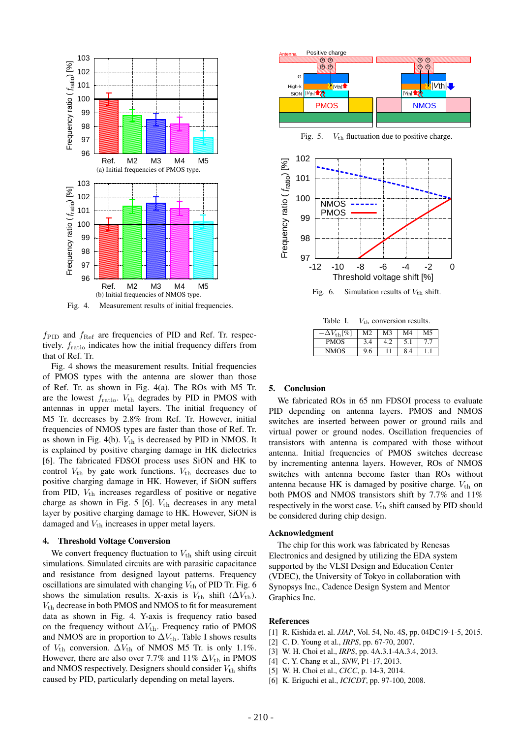103
102
101
100
99
98
97
96
Frequency ratio ( $f_{ratio}$) [%]
Ref. M2 M3 M4 M5

(a) Initial frequencies of PMOS type.

103
102
101
100
99
98
97
96
Frequency ratio ( $f_{ratio}$) [%]
Ref. M2 M3 M4 M5

(b) Initial frequencies of NMOS type.

Fig. 4. Measurement results of initial frequencies.

$f_{PID}$ and $f_{Ref}$ are frequencies of PID and Ref. Tr. respectively. $f_{ratio}$ indicates how the initial frequency differs from that of Ref. Tr.

Fig. 4 shows the measurement results. Initial frequencies of PMOS types with the antenna are slower than those of Ref. Tr. as shown in Fig. 4(a). The ROs with M5 Tr. are the lowest $f_{ratio}$. $V_{th}$ degrades by PID in PMOS with antennas in upper metal layers. The initial frequency of M5 Tr. decreases by 2.8% from Ref. Tr. However, initial frequencies of NMOS types are faster than those of Ref. Tr. as shown in Fig. 4(b). $V_{th}$ is decreased by PID in NMOS. It is explained by positive charging damage in HK dielectrics [6]. The fabricated FDSOI process uses SiON and HK to control $V_{th}$ by gate work functions. $V_{th}$ decreases due to positive charging damage in HK. However, if SiON suffers from PID, $V_{th}$ increases regardless of positive or negative charge as shown in Fig. 5 [6]. $V_{th}$ decreases in any metal layer by positive charging damage to HK. However, SiON is damaged and $V_{th}$ increases in upper metal layers.

## 4. Threshold Voltage Conversion

We convert frequency fluctuation to $V_{th}$ shift using circuit simulations. Simulated circuits are with parasitic capacitance and resistance from designed layout patterns. Frequency oscillations are simulated with changing $V_{th}$ of PID Tr. Fig. 6 shows the simulation results. X-axis is $V_{th}$ shift ($\Delta V_{th}$). $V_{th}$ decrease in both PMOS and NMOS to fit for measurement data as shown in Fig. 4. Y-axis is frequency ratio based on the frequency without $\Delta V_{th}$. Frequency ratio of PMOS and NMOS are in proportion to $\Delta V_{th}$. Table I shows results of $V_{th}$ conversion. $\Delta V_{th}$ of NMOS M5 Tr. is only 1.1%. However, there are also over 7.7% and 11% $\Delta V_{th}$ in PMOS and NMOS respectively. Designers should consider $V_{th}$ shifts caused by PID, particularly depending on metal layers.

Antenna
Positive charge
G
High-k
SiON
|Vth|
|Vth|
PMOS
|Vth|
|Vth|
NMOS

Fig. 5. $V_{th}$ fluctuation due to positive charge.

102
101
100
99
98
97
Frequency ratio ( $f_{ratio}$) [%]
NMOS
PMOS
-12 -10 -8 -6 -4 -2 0
Threshold voltage shift [%]

Fig. 6. Simulation results of $V_{th}$ shift.

Table I. $V_{th}$ conversion results.

| $-\Delta V_{th}$[%] | M2 | M3 | M4 | M5 |
|---|---|---|---|---|
| PMOS | 3.4 | 4.2 | 5.1 | 7.7 |
| NMOS | 9.6 | 11 | 8.4 | 1.1 |

## 5. Conclusion

We fabricated ROs in 65 nm FDSOI process to evaluate PID depending on antenna layers. PMOS and NMOS switches are inserted between power or ground rails and virtual power or ground nodes. Oscillation frequencies of transistors with antenna is compared with those without antenna. Initial frequencies of PMOS switches decrease by incrementing antenna layers. However, ROs of NMOS switches with antenna become faster than ROs without antenna because HK is damaged by positive charge. $V_{th}$ on both PMOS and NMOS transistors shift by 7.7% and 11% respectively in the worst case. $V_{th}$ shift caused by PID should be considered during chip design.

## Acknowledgment

The chip for this work was fabricated by Renesas Electronics and designed by utilizing the EDA system supported by the VLSI Design and Education Center (VDEC), the University of Tokyo in collaboration with Synopsys Inc., Cadence Design System and Mentor Graphics Inc.

## References

[1] R. Kishida et. al. *JJAP*, Vol. 54, No. 4S, pp. 04DC19-1-5, 2015.
[2] C. D. Young et al., *IRPS*, pp. 67-70, 2007.
[3] W. H. Choi et al., *IRPS*, pp. 4A.3.1-4A.3.4, 2013.
[4] C. Y. Chang et al., *SNW*, P1-17, 2013.
[5] W. H. Choi et al., *CICC*, p. 14-3, 2014.
[6] K. Eriguchi et al., *ICICDT*, pp. 97-100, 2008.